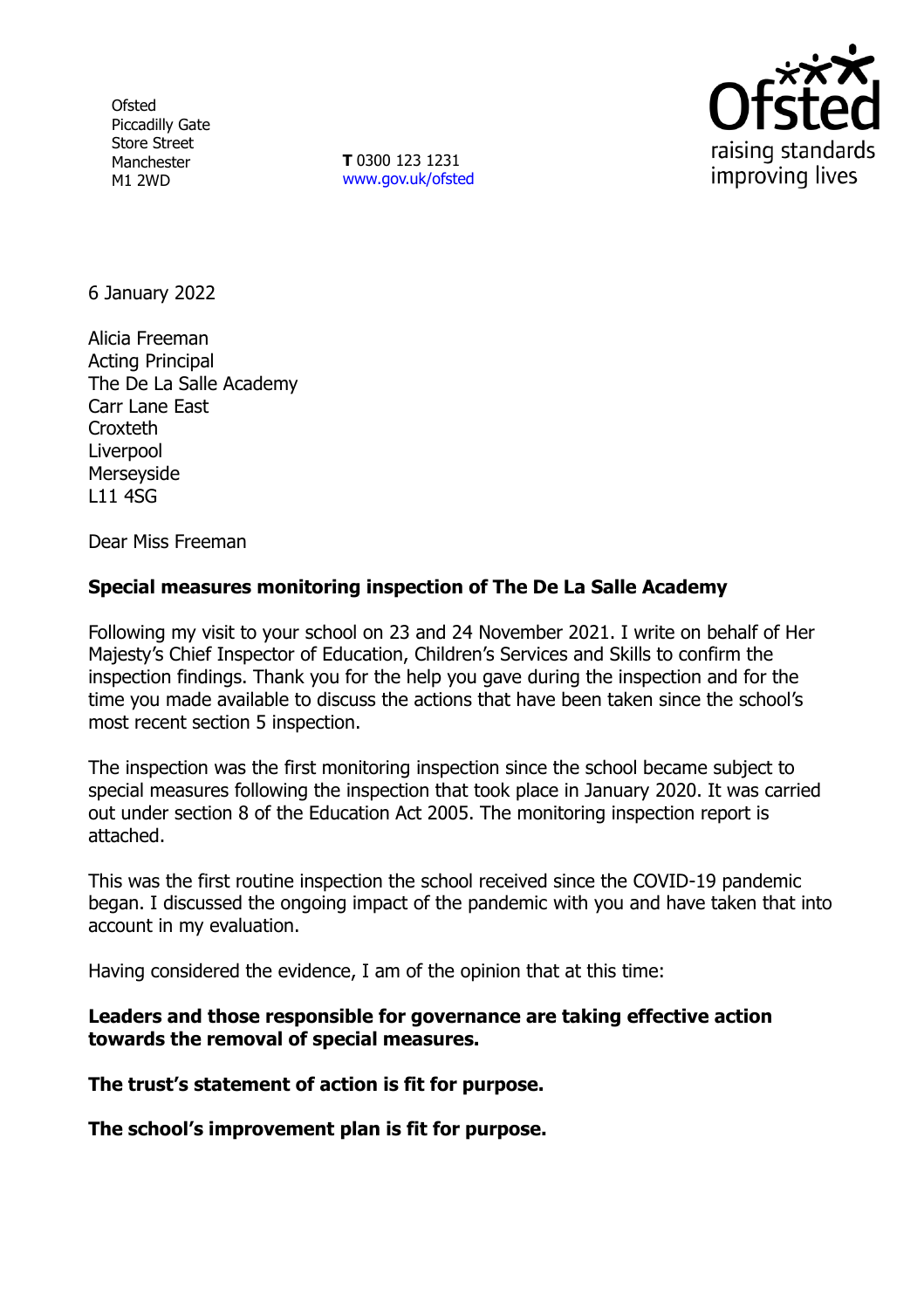Ofsted
Piccadilly Gate
Store Street
Manchester
M1 2WD

**T** 0300 123 1231
www.gov.uk/ofsted

6 January 2022

Alicia Freeman
Acting Principal
The De La Salle Academy
Carr Lane East
Croxteth
Liverpool
Merseyside
L11 4SG

Dear Miss Freeman

**Special measures monitoring inspection of The De La Salle Academy**

Following my visit to your school on 23 and 24 November 2021. I write on behalf of Her Majesty's Chief Inspector of Education, Children's Services and Skills to confirm the inspection findings. Thank you for the help you gave during the inspection and for the time you made available to discuss the actions that have been taken since the school's most recent section 5 inspection.

The inspection was the first monitoring inspection since the school became subject to special measures following the inspection that took place in January 2020. It was carried out under section 8 of the Education Act 2005. The monitoring inspection report is attached.

This was the first routine inspection the school received since the COVID-19 pandemic began. I discussed the ongoing impact of the pandemic with you and have taken that into account in my evaluation.

Having considered the evidence, I am of the opinion that at this time:

**Leaders and those responsible for governance are taking effective action towards the removal of special measures.**

**The trust's statement of action is fit for purpose.**

**The school's improvement plan is fit for purpose.**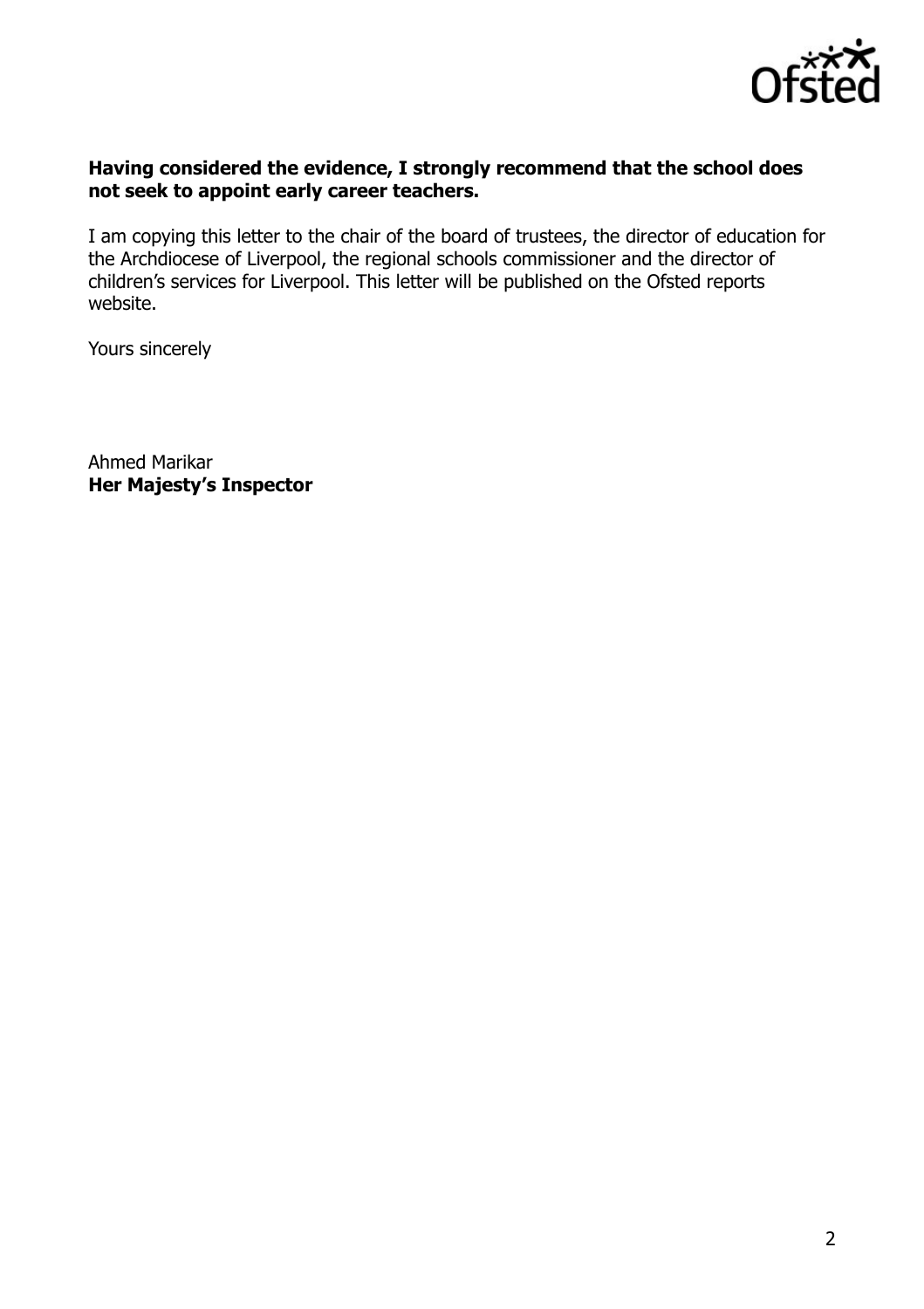**Having considered the evidence, I strongly recommend that the school does not seek to appoint early career teachers.**

I am copying this letter to the chair of the board of trustees, the director of education for the Archdiocese of Liverpool, the regional schools commissioner and the director of children's services for Liverpool. This letter will be published on the Ofsted reports website.

Yours sincerely

Ahmed Marikar
**Her Majesty's Inspector**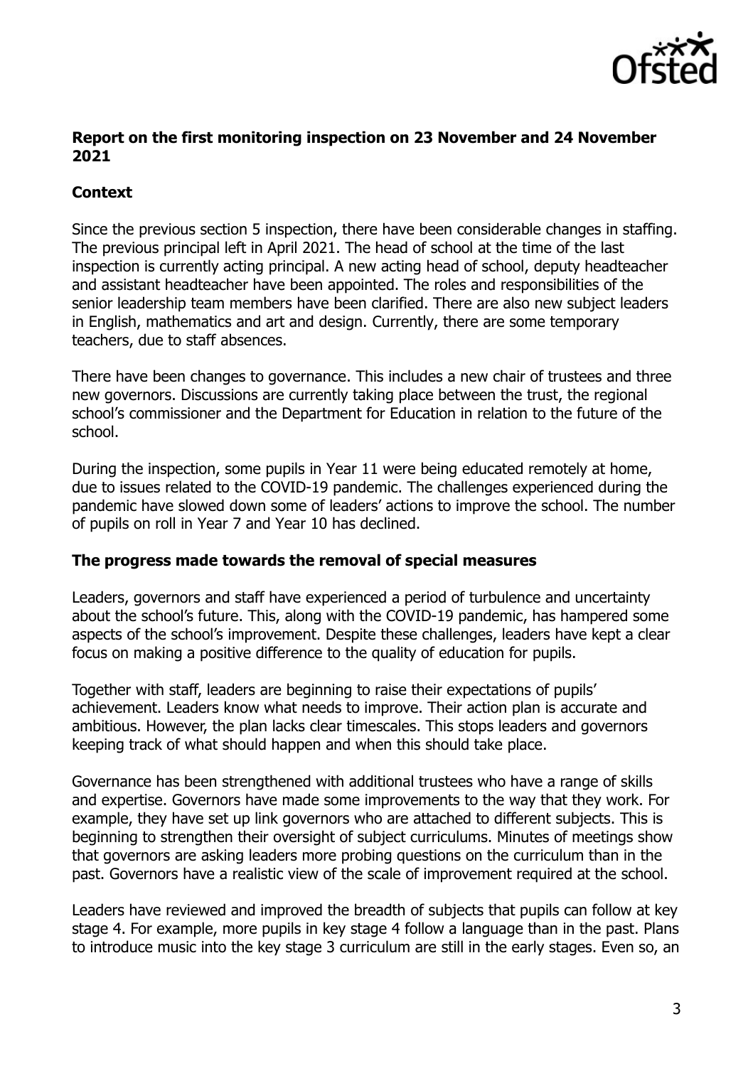**Report on the first monitoring inspection on 23 November and 24 November 2021**

**Context**

Since the previous section 5 inspection, there have been considerable changes in staffing. The previous principal left in April 2021. The head of school at the time of the last inspection is currently acting principal. A new acting head of school, deputy headteacher and assistant headteacher have been appointed. The roles and responsibilities of the senior leadership team members have been clarified. There are also new subject leaders in English, mathematics and art and design. Currently, there are some temporary teachers, due to staff absences.

There have been changes to governance. This includes a new chair of trustees and three new governors. Discussions are currently taking place between the trust, the regional school's commissioner and the Department for Education in relation to the future of the school.

During the inspection, some pupils in Year 11 were being educated remotely at home, due to issues related to the COVID-19 pandemic. The challenges experienced during the pandemic have slowed down some of leaders' actions to improve the school. The number of pupils on roll in Year 7 and Year 10 has declined.

**The progress made towards the removal of special measures**

Leaders, governors and staff have experienced a period of turbulence and uncertainty about the school's future. This, along with the COVID-19 pandemic, has hampered some aspects of the school's improvement. Despite these challenges, leaders have kept a clear focus on making a positive difference to the quality of education for pupils.

Together with staff, leaders are beginning to raise their expectations of pupils' achievement. Leaders know what needs to improve. Their action plan is accurate and ambitious. However, the plan lacks clear timescales. This stops leaders and governors keeping track of what should happen and when this should take place.

Governance has been strengthened with additional trustees who have a range of skills and expertise. Governors have made some improvements to the way that they work. For example, they have set up link governors who are attached to different subjects. This is beginning to strengthen their oversight of subject curriculums. Minutes of meetings show that governors are asking leaders more probing questions on the curriculum than in the past. Governors have a realistic view of the scale of improvement required at the school.

Leaders have reviewed and improved the breadth of subjects that pupils can follow at key stage 4. For example, more pupils in key stage 4 follow a language than in the past. Plans to introduce music into the key stage 3 curriculum are still in the early stages. Even so, an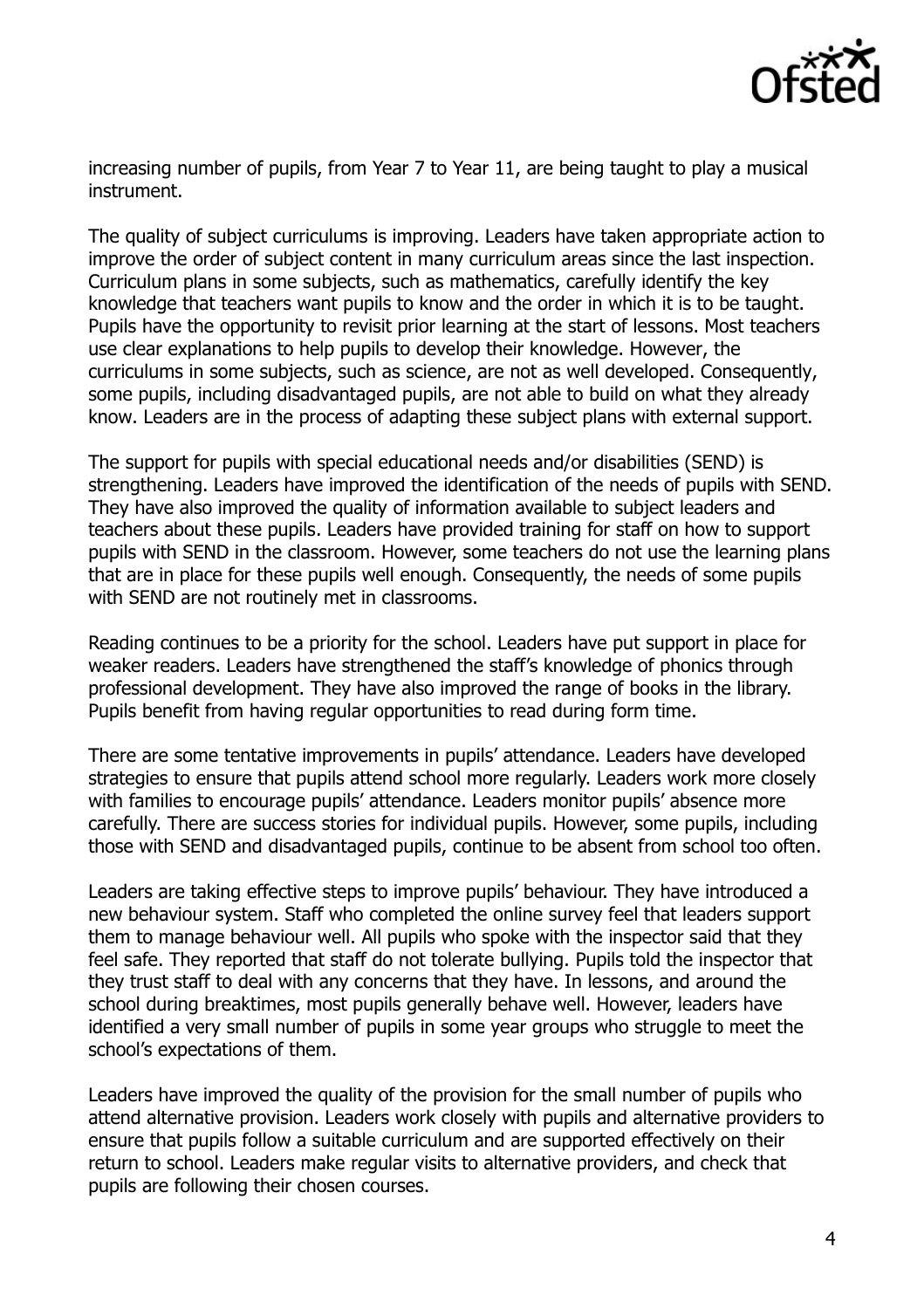increasing number of pupils, from Year 7 to Year 11, are being taught to play a musical instrument.

The quality of subject curriculums is improving. Leaders have taken appropriate action to improve the order of subject content in many curriculum areas since the last inspection. Curriculum plans in some subjects, such as mathematics, carefully identify the key knowledge that teachers want pupils to know and the order in which it is to be taught. Pupils have the opportunity to revisit prior learning at the start of lessons. Most teachers use clear explanations to help pupils to develop their knowledge. However, the curriculums in some subjects, such as science, are not as well developed. Consequently, some pupils, including disadvantaged pupils, are not able to build on what they already know. Leaders are in the process of adapting these subject plans with external support.

The support for pupils with special educational needs and/or disabilities (SEND) is strengthening. Leaders have improved the identification of the needs of pupils with SEND. They have also improved the quality of information available to subject leaders and teachers about these pupils. Leaders have provided training for staff on how to support pupils with SEND in the classroom. However, some teachers do not use the learning plans that are in place for these pupils well enough. Consequently, the needs of some pupils with SEND are not routinely met in classrooms.

Reading continues to be a priority for the school. Leaders have put support in place for weaker readers. Leaders have strengthened the staff's knowledge of phonics through professional development. They have also improved the range of books in the library. Pupils benefit from having regular opportunities to read during form time.

There are some tentative improvements in pupils' attendance. Leaders have developed strategies to ensure that pupils attend school more regularly. Leaders work more closely with families to encourage pupils' attendance. Leaders monitor pupils' absence more carefully. There are success stories for individual pupils. However, some pupils, including those with SEND and disadvantaged pupils, continue to be absent from school too often.

Leaders are taking effective steps to improve pupils' behaviour. They have introduced a new behaviour system. Staff who completed the online survey feel that leaders support them to manage behaviour well. All pupils who spoke with the inspector said that they feel safe. They reported that staff do not tolerate bullying. Pupils told the inspector that they trust staff to deal with any concerns that they have. In lessons, and around the school during breaktimes, most pupils generally behave well. However, leaders have identified a very small number of pupils in some year groups who struggle to meet the school's expectations of them.

Leaders have improved the quality of the provision for the small number of pupils who attend alternative provision. Leaders work closely with pupils and alternative providers to ensure that pupils follow a suitable curriculum and are supported effectively on their return to school. Leaders make regular visits to alternative providers, and check that pupils are following their chosen courses.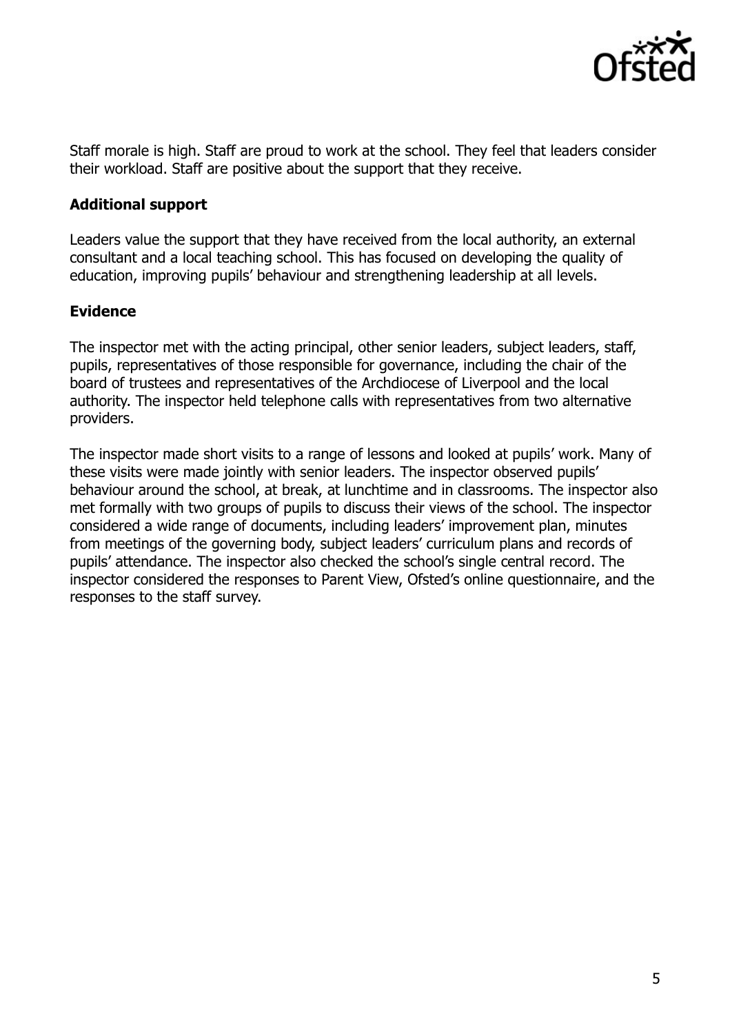Staff morale is high. Staff are proud to work at the school. They feel that leaders consider their workload. Staff are positive about the support that they receive.

## Additional support

Leaders value the support that they have received from the local authority, an external consultant and a local teaching school. This has focused on developing the quality of education, improving pupils' behaviour and strengthening leadership at all levels.

## Evidence

The inspector met with the acting principal, other senior leaders, subject leaders, staff, pupils, representatives of those responsible for governance, including the chair of the board of trustees and representatives of the Archdiocese of Liverpool and the local authority. The inspector held telephone calls with representatives from two alternative providers.

The inspector made short visits to a range of lessons and looked at pupils' work. Many of these visits were made jointly with senior leaders. The inspector observed pupils' behaviour around the school, at break, at lunchtime and in classrooms. The inspector also met formally with two groups of pupils to discuss their views of the school. The inspector considered a wide range of documents, including leaders' improvement plan, minutes from meetings of the governing body, subject leaders' curriculum plans and records of pupils' attendance. The inspector also checked the school's single central record. The inspector considered the responses to Parent View, Ofsted's online questionnaire, and the responses to the staff survey.